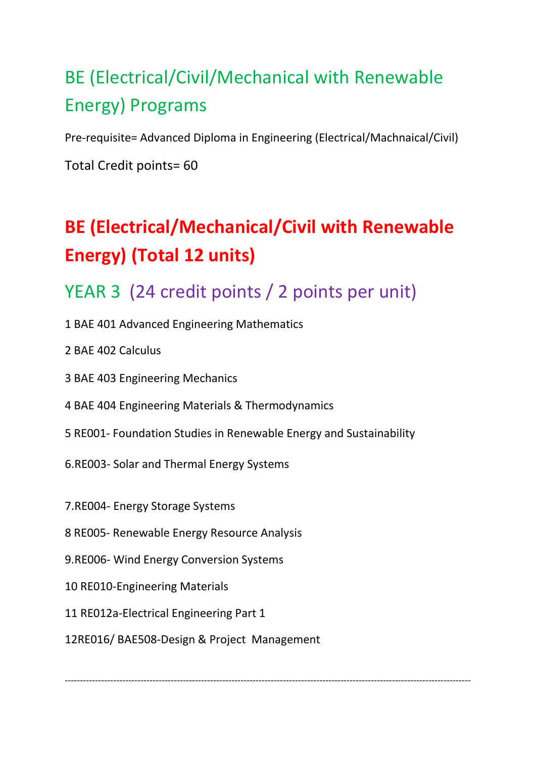# BE (Electrical/Civil/Mechanical with Renewable Energy) Programs

Pre-requisite= Advanced Diploma in Engineering (Electrical/Machnaical/Civil)

Total Credit points= 60

# BE (Electrical/Mechanical/Civil with Renewable Energy) (Total 12 units)

## YEAR 3 (24 credit points / 2 points per unit)

1 BAE 401 Advanced Engineering Mathematics

2 BAE 402 Calculus

3 BAE 403 Engineering Mechanics

4 BAE 404 Engineering Materials & Thermodynamics

5 RE001- Foundation Studies in Renewable Energy and Sustainability

6.RE003- Solar and Thermal Energy Systems

7.RE004- Energy Storage Systems

8 RE005- Renewable Energy Resource Analysis

9.RE006- Wind Energy Conversion Systems

10 RE010-Engineering Materials

11 RE012a-Electrical Engineering Part 1

12RE016/ BAE508-Design & Project Management

---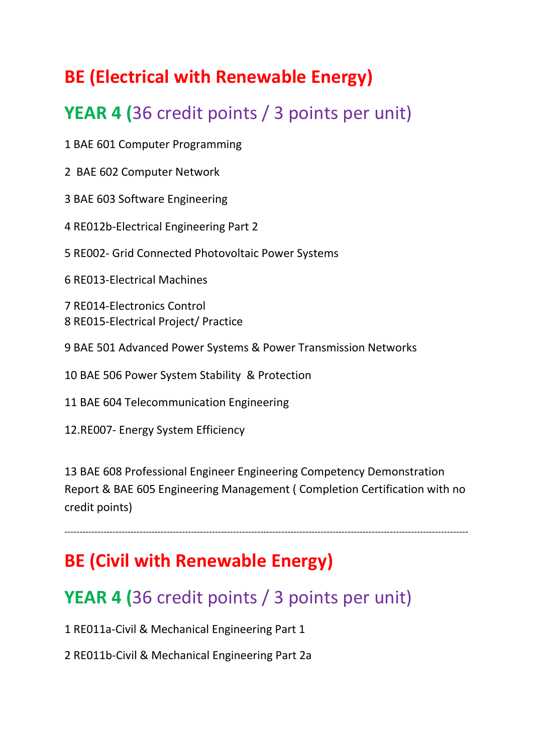# BE (Electrical with Renewable Energy)

## YEAR 4 (36 credit points / 3 points per unit)

1 BAE 601 Computer Programming

2 BAE 602 Computer Network

3 BAE 603 Software Engineering

4 RE012b-Electrical Engineering Part 2

5 RE002- Grid Connected Photovoltaic Power Systems

6 RE013-Electrical Machines

7 RE014-Electronics Control
8 RE015-Electrical Project/ Practice

9 BAE 501 Advanced Power Systems & Power Transmission Networks

10 BAE 506 Power System Stability & Protection

11 BAE 604 Telecommunication Engineering

12.RE007- Energy System Efficiency

13 BAE 608 Professional Engineer Engineering Competency Demonstration Report & BAE 605 Engineering Management ( Completion Certification with no credit points)

---

# BE (Civil with Renewable Energy)

## YEAR 4 (36 credit points / 3 points per unit)

1 RE011a-Civil & Mechanical Engineering Part 1

2 RE011b-Civil & Mechanical Engineering Part 2a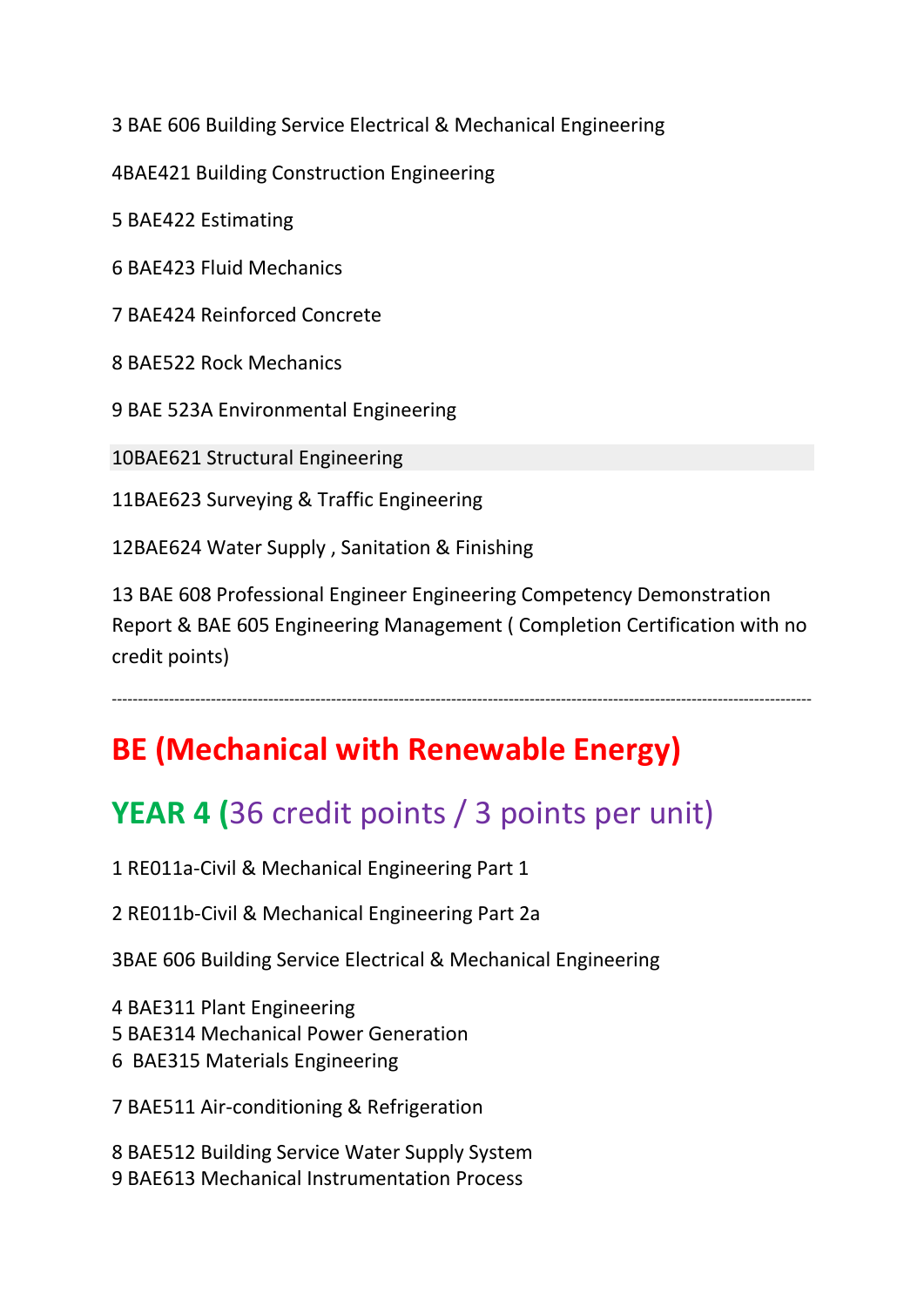3 BAE 606 Building Service Electrical & Mechanical Engineering

4BAE421 Building Construction Engineering

5 BAE422 Estimating

6 BAE423 Fluid Mechanics

7 BAE424 Reinforced Concrete

8 BAE522 Rock Mechanics

9 BAE 523A Environmental Engineering

10BAE621 Structural Engineering

11BAE623 Surveying & Traffic Engineering

12BAE624 Water Supply , Sanitation & Finishing

13 BAE 608 Professional Engineer Engineering Competency Demonstration Report & BAE 605 Engineering Management ( Completion Certification with no credit points)

---

# BE (Mechanical with Renewable Energy)

## YEAR 4 (36 credit points / 3 points per unit)

1 RE011a-Civil & Mechanical Engineering Part 1

2 RE011b-Civil & Mechanical Engineering Part 2a

3BAE 606 Building Service Electrical & Mechanical Engineering

4 BAE311 Plant Engineering
5 BAE314 Mechanical Power Generation
6 BAE315 Materials Engineering

7 BAE511 Air-conditioning & Refrigeration

8 BAE512 Building Service Water Supply System
9 BAE613 Mechanical Instrumentation Process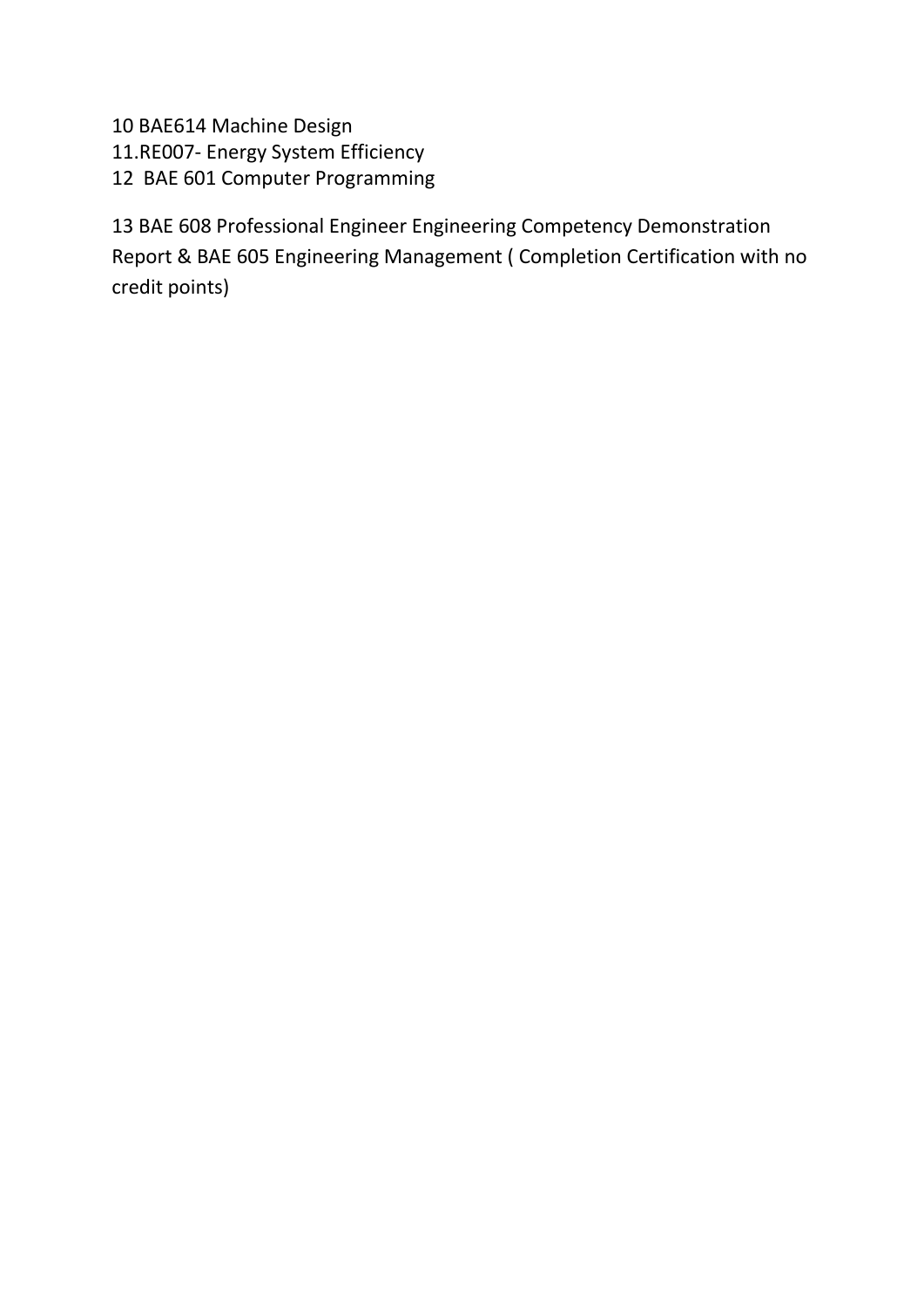10 BAE614 Machine Design
11.RE007- Energy System Efficiency
12 BAE 601 Computer Programming

13 BAE 608 Professional Engineer Engineering Competency Demonstration Report & BAE 605 Engineering Management ( Completion Certification with no credit points)